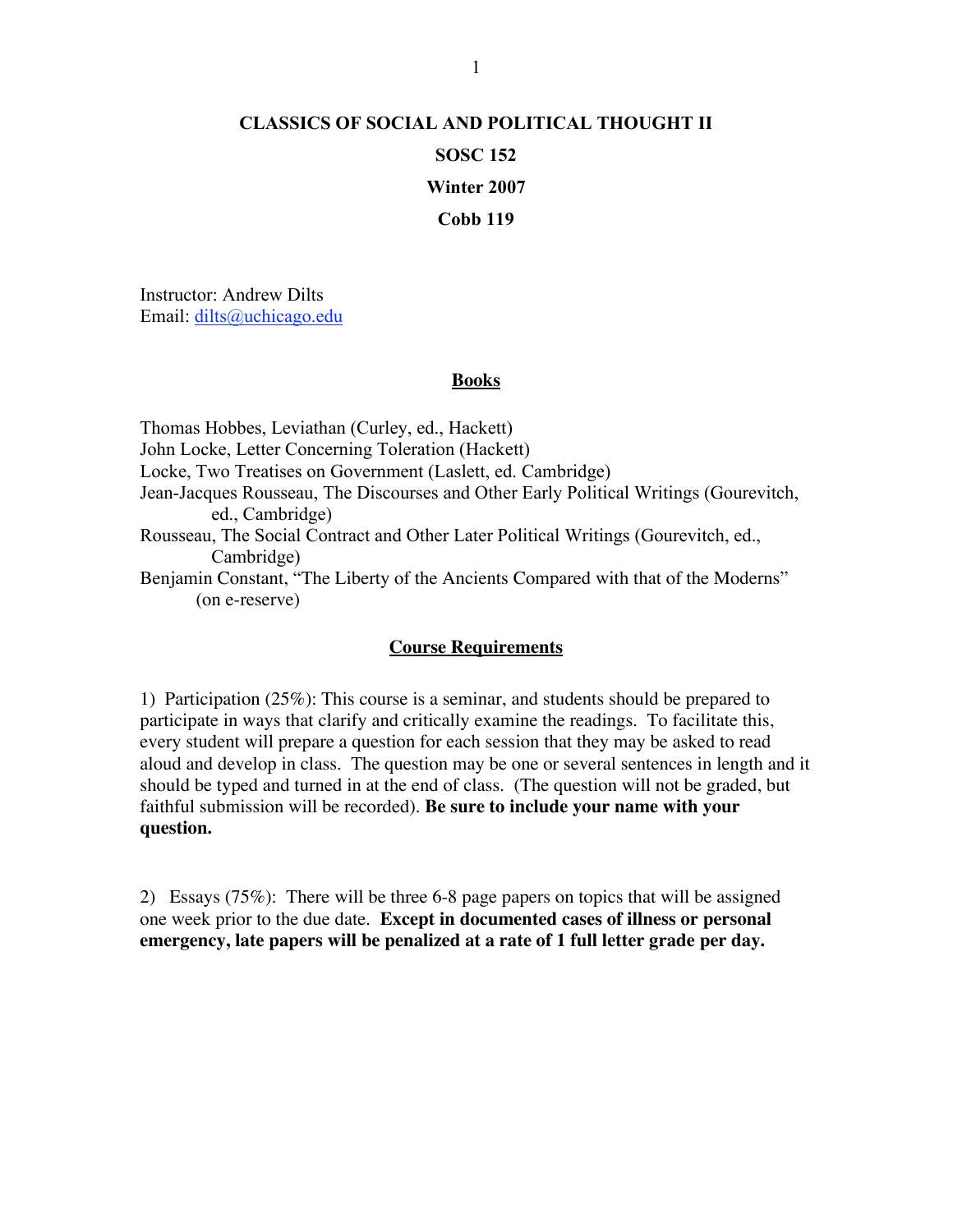# CLASSICS OF SOCIAL AND POLITICAL THOUGHT II

**SOSC 152**

**Winter 2007**

**Cobb 119**

Instructor: Andrew Dilts
Email: dilts@uchicago.edu

## Books

Thomas Hobbes, Leviathan (Curley, ed., Hackett)
John Locke, Letter Concerning Toleration (Hackett)
Locke, Two Treatises on Government (Laslett, ed. Cambridge)
Jean-Jacques Rousseau, The Discourses and Other Early Political Writings (Gourevitch, ed., Cambridge)
Rousseau, The Social Contract and Other Later Political Writings (Gourevitch, ed., Cambridge)
Benjamin Constant, "The Liberty of the Ancients Compared with that of the Moderns" (on e-reserve)

## Course Requirements

1) Participation (25%): This course is a seminar, and students should be prepared to participate in ways that clarify and critically examine the readings. To facilitate this, every student will prepare a question for each session that they may be asked to read aloud and develop in class. The question may be one or several sentences in length and it should be typed and turned in at the end of class. (The question will not be graded, but faithful submission will be recorded). **Be sure to include your name with your question.**

2) Essays (75%): There will be three 6-8 page papers on topics that will be assigned one week prior to the due date. **Except in documented cases of illness or personal emergency, late papers will be penalized at a rate of 1 full letter grade per day.**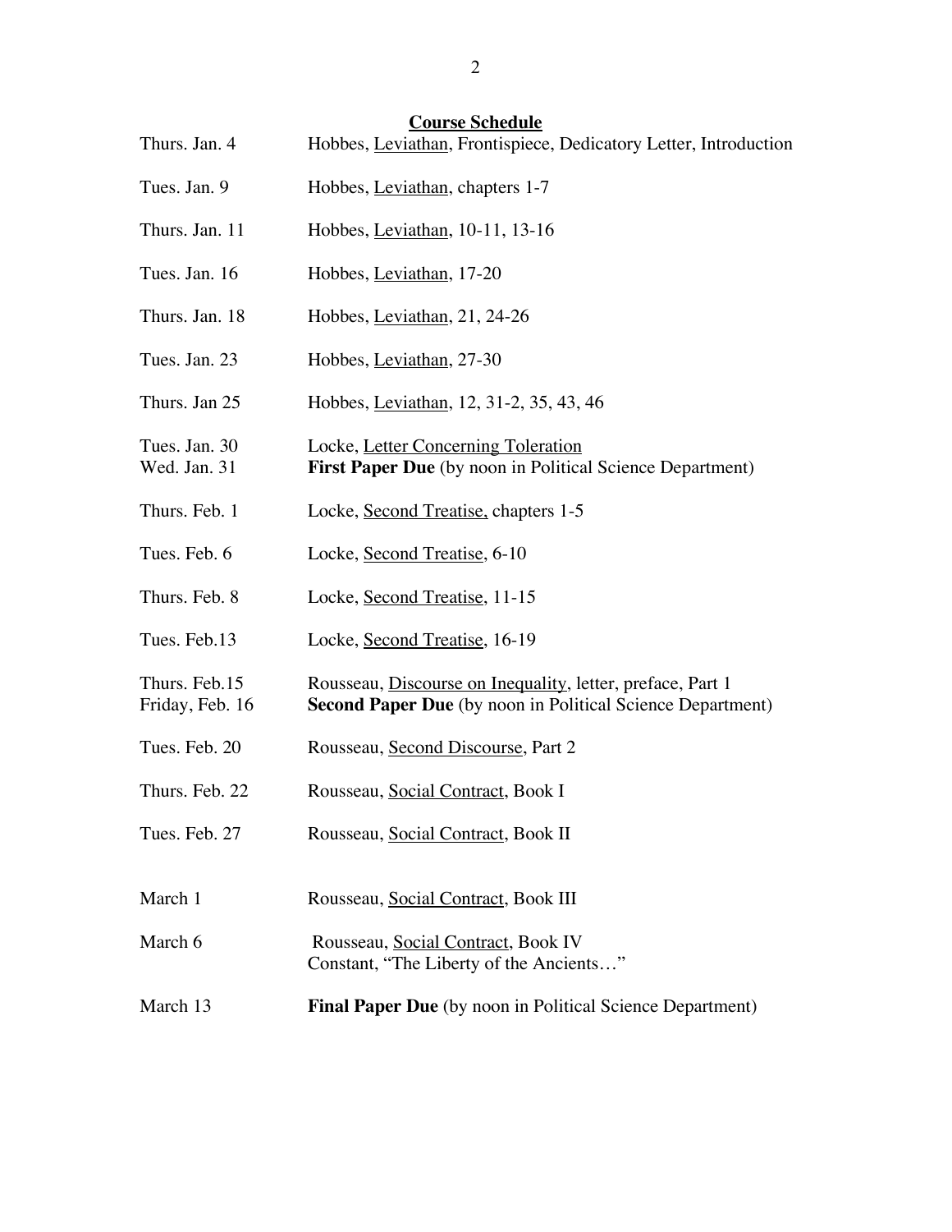## Course Schedule

| | |
|---|---|
| Thurs. Jan. 4 | Hobbes, Leviathan, Frontispiece, Dedicatory Letter, Introduction |
| Tues. Jan. 9 | Hobbes, Leviathan, chapters 1-7 |
| Thurs. Jan. 11 | Hobbes, Leviathan, 10-11, 13-16 |
| Tues. Jan. 16 | Hobbes, Leviathan, 17-20 |
| Thurs. Jan. 18 | Hobbes, Leviathan, 21, 24-26 |
| Tues. Jan. 23 | Hobbes, Leviathan, 27-30 |
| Thurs. Jan 25 | Hobbes, Leviathan, 12, 31-2, 35, 43, 46 |
| Tues. Jan. 30 | Locke, Letter Concerning Toleration |
| Wed. Jan. 31 | **First Paper Due** (by noon in Political Science Department) |
| Thurs. Feb. 1 | Locke, Second Treatise, chapters 1-5 |
| Tues. Feb. 6 | Locke, Second Treatise, 6-10 |
| Thurs. Feb. 8 | Locke, Second Treatise, 11-15 |
| Tues. Feb.13 | Locke, Second Treatise, 16-19 |
| Thurs. Feb.15 | Rousseau, Discourse on Inequality, letter, preface, Part 1 |
| Friday, Feb. 16 | **Second Paper Due** (by noon in Political Science Department) |
| Tues. Feb. 20 | Rousseau, Second Discourse, Part 2 |
| Thurs. Feb. 22 | Rousseau, Social Contract, Book I |
| Tues. Feb. 27 | Rousseau, Social Contract, Book II |
| March 1 | Rousseau, Social Contract, Book III |
| March 6 | Rousseau, Social Contract, Book IV<br>Constant, "The Liberty of the Ancients…" |
| March 13 | **Final Paper Due** (by noon in Political Science Department) |